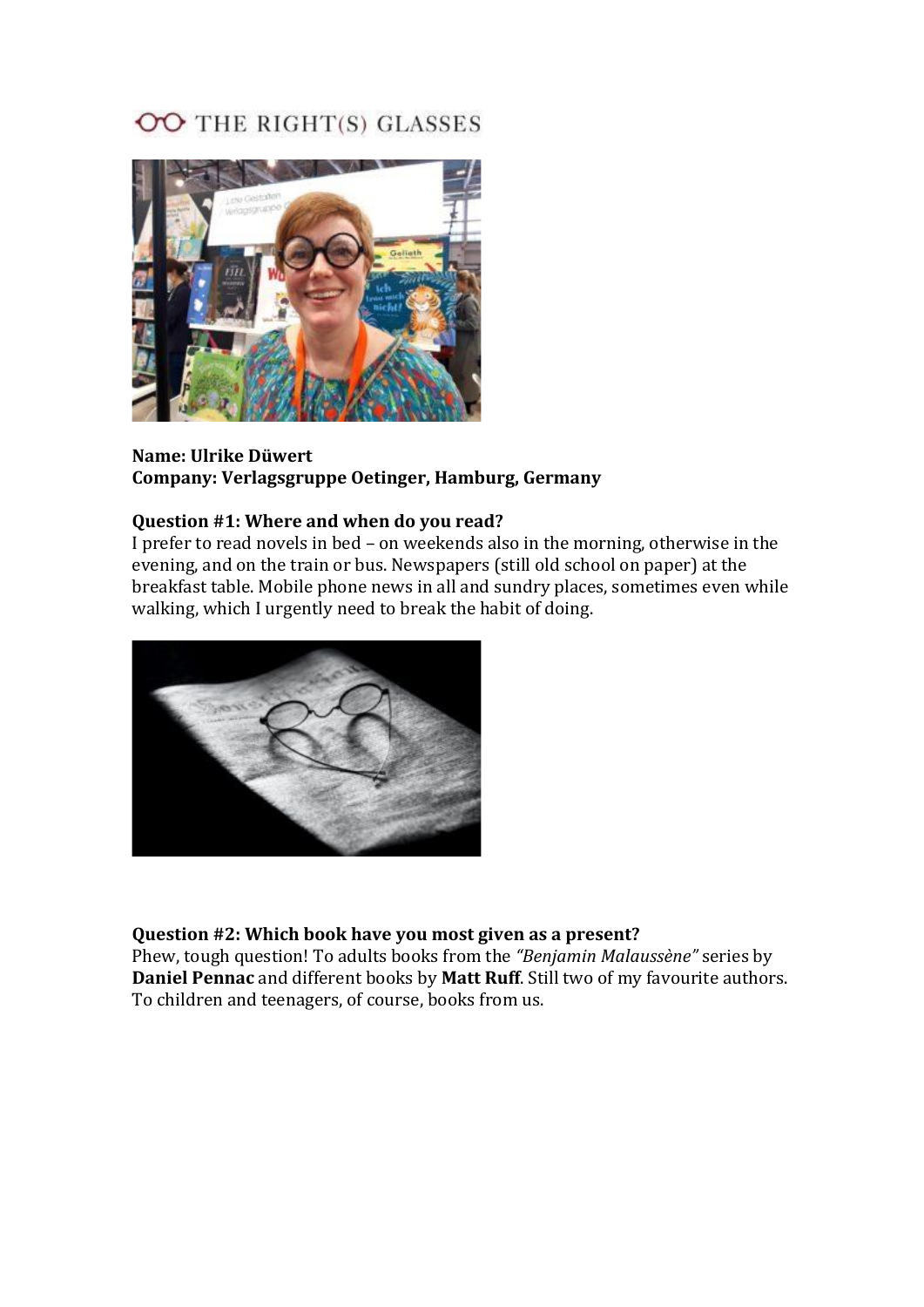# THE RIGHT(S) GLASSES

**Name: Ulrike Düwert**
**Company: Verlagsgruppe Oetinger, Hamburg, Germany**

**Question #1: Where and when do you read?**
I prefer to read novels in bed – on weekends also in the morning, otherwise in the evening, and on the train or bus. Newspapers (still old school on paper) at the breakfast table. Mobile phone news in all and sundry places, sometimes even while walking, which I urgently need to break the habit of doing.

**Question #2: Which book have you most given as a present?**
Phew, tough question! To adults books from the *"Benjamin Malaussène"* series by **Daniel Pennac** and different books by **Matt Ruff**. Still two of my favourite authors. To children and teenagers, of course, books from us.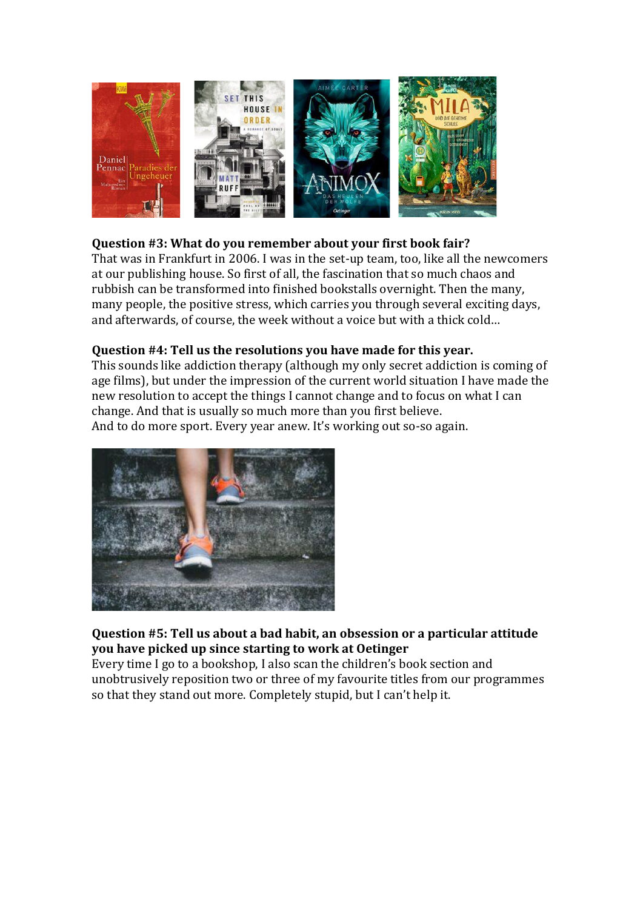**Question #3: What do you remember about your first book fair?**
That was in Frankfurt in 2006. I was in the set-up team, too, like all the newcomers at our publishing house. So first of all, the fascination that so much chaos and rubbish can be transformed into finished bookstalls overnight. Then the many, many people, the positive stress, which carries you through several exciting days, and afterwards, of course, the week without a voice but with a thick cold…

**Question #4: Tell us the resolutions you have made for this year.**
This sounds like addiction therapy (although my only secret addiction is coming of age films), but under the impression of the current world situation I have made the new resolution to accept the things I cannot change and to focus on what I can change. And that is usually so much more than you first believe.
And to do more sport. Every year anew. It's working out so-so again.

**Question #5: Tell us about a bad habit, an obsession or a particular attitude you have picked up since starting to work at Oetinger**
Every time I go to a bookshop, I also scan the children's book section and unobtrusively reposition two or three of my favourite titles from our programmes so that they stand out more. Completely stupid, but I can't help it.